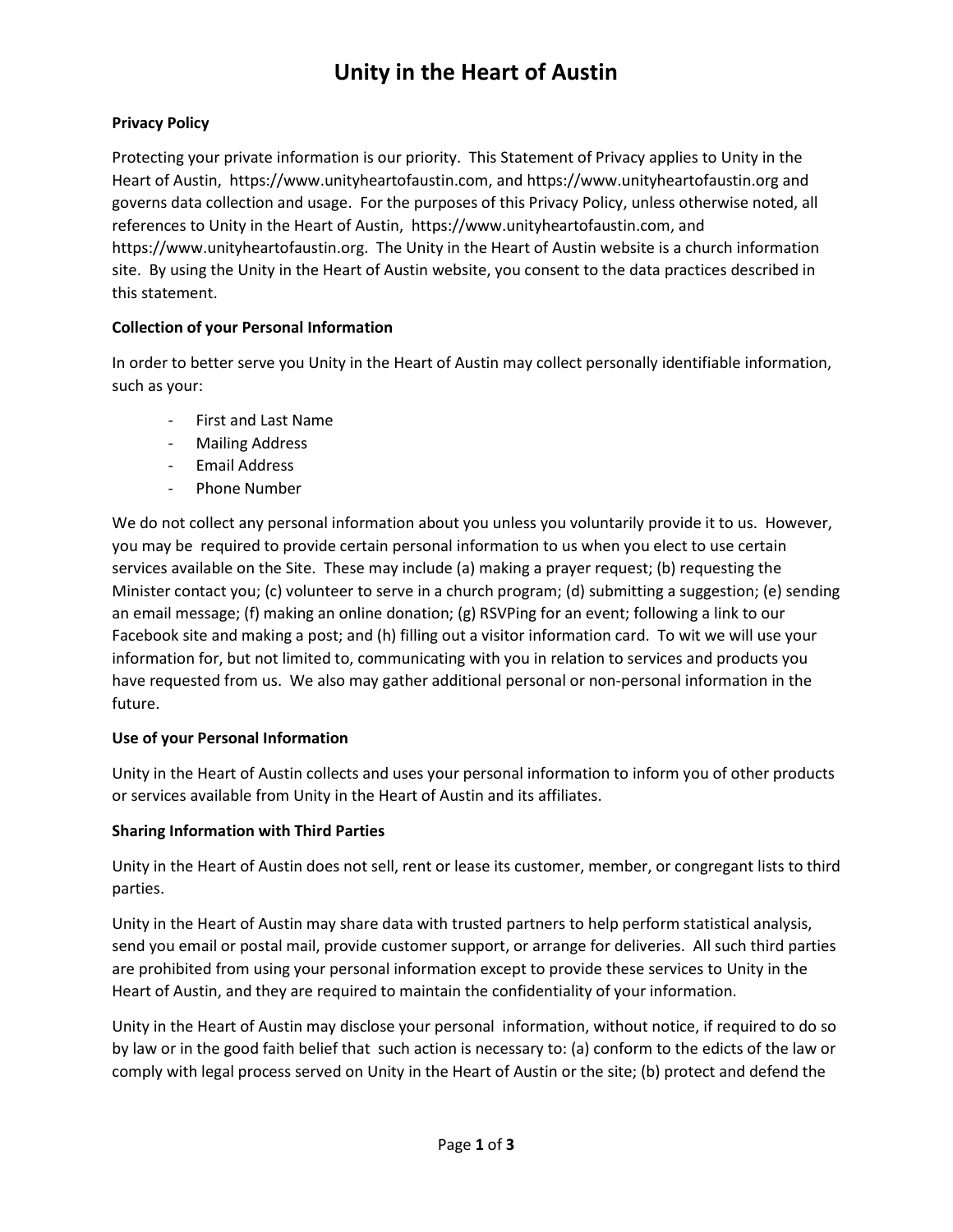# Unity in the Heart of Austin

## Privacy Policy

Protecting your private information is our priority. This Statement of Privacy applies to Unity in the Heart of Austin, https://www.unityheartofaustin.com, and https://www.unityheartofaustin.org and governs data collection and usage. For the purposes of this Privacy Policy, unless otherwise noted, all references to Unity in the Heart of Austin, https://www.unityheartofaustin.com, and https://www.unityheartofaustin.org. The Unity in the Heart of Austin website is a church information site. By using the Unity in the Heart of Austin website, you consent to the data practices described in this statement.

## Collection of your Personal Information

In order to better serve you Unity in the Heart of Austin may collect personally identifiable information, such as your:

- First and Last Name
- Mailing Address
- Email Address
- Phone Number

We do not collect any personal information about you unless you voluntarily provide it to us. However, you may be required to provide certain personal information to us when you elect to use certain services available on the Site. These may include (a) making a prayer request; (b) requesting the Minister contact you; (c) volunteer to serve in a church program; (d) submitting a suggestion; (e) sending an email message; (f) making an online donation; (g) RSVPing for an event; following a link to our Facebook site and making a post; and (h) filling out a visitor information card. To wit we will use your information for, but not limited to, communicating with you in relation to services and products you have requested from us. We also may gather additional personal or non-personal information in the future.

## Use of your Personal Information

Unity in the Heart of Austin collects and uses your personal information to inform you of other products or services available from Unity in the Heart of Austin and its affiliates.

## Sharing Information with Third Parties

Unity in the Heart of Austin does not sell, rent or lease its customer, member, or congregant lists to third parties.

Unity in the Heart of Austin may share data with trusted partners to help perform statistical analysis, send you email or postal mail, provide customer support, or arrange for deliveries. All such third parties are prohibited from using your personal information except to provide these services to Unity in the Heart of Austin, and they are required to maintain the confidentiality of your information.

Unity in the Heart of Austin may disclose your personal information, without notice, if required to do so by law or in the good faith belief that such action is necessary to: (a) conform to the edicts of the law or comply with legal process served on Unity in the Heart of Austin or the site; (b) protect and defend the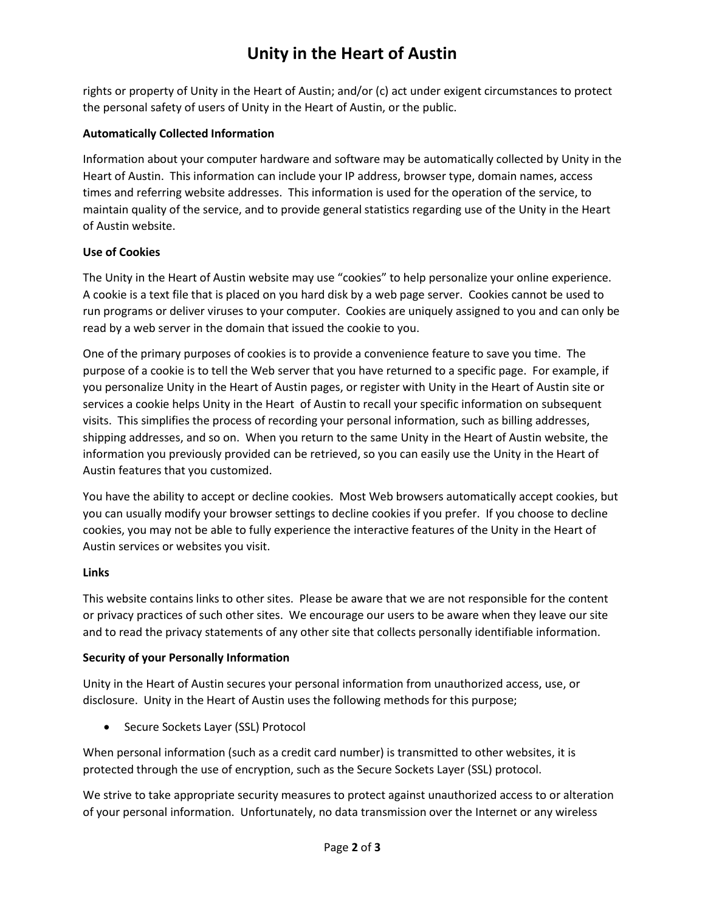rights or property of Unity in the Heart of Austin; and/or (c) act under exigent circumstances to protect the personal safety of users of Unity in the Heart of Austin, or the public.

**Automatically Collected Information**

Information about your computer hardware and software may be automatically collected by Unity in the Heart of Austin. This information can include your IP address, browser type, domain names, access times and referring website addresses. This information is used for the operation of the service, to maintain quality of the service, and to provide general statistics regarding use of the Unity in the Heart of Austin website.

**Use of Cookies**

The Unity in the Heart of Austin website may use "cookies" to help personalize your online experience. A cookie is a text file that is placed on you hard disk by a web page server. Cookies cannot be used to run programs or deliver viruses to your computer. Cookies are uniquely assigned to you and can only be read by a web server in the domain that issued the cookie to you.

One of the primary purposes of cookies is to provide a convenience feature to save you time. The purpose of a cookie is to tell the Web server that you have returned to a specific page. For example, if you personalize Unity in the Heart of Austin pages, or register with Unity in the Heart of Austin site or services a cookie helps Unity in the Heart of Austin to recall your specific information on subsequent visits. This simplifies the process of recording your personal information, such as billing addresses, shipping addresses, and so on. When you return to the same Unity in the Heart of Austin website, the information you previously provided can be retrieved, so you can easily use the Unity in the Heart of Austin features that you customized.

You have the ability to accept or decline cookies. Most Web browsers automatically accept cookies, but you can usually modify your browser settings to decline cookies if you prefer. If you choose to decline cookies, you may not be able to fully experience the interactive features of the Unity in the Heart of Austin services or websites you visit.

**Links**

This website contains links to other sites. Please be aware that we are not responsible for the content or privacy practices of such other sites. We encourage our users to be aware when they leave our site and to read the privacy statements of any other site that collects personally identifiable information.

**Security of your Personally Information**

Unity in the Heart of Austin secures your personal information from unauthorized access, use, or disclosure. Unity in the Heart of Austin uses the following methods for this purpose;

- Secure Sockets Layer (SSL) Protocol

When personal information (such as a credit card number) is transmitted to other websites, it is protected through the use of encryption, such as the Secure Sockets Layer (SSL) protocol.

We strive to take appropriate security measures to protect against unauthorized access to or alteration of your personal information. Unfortunately, no data transmission over the Internet or any wireless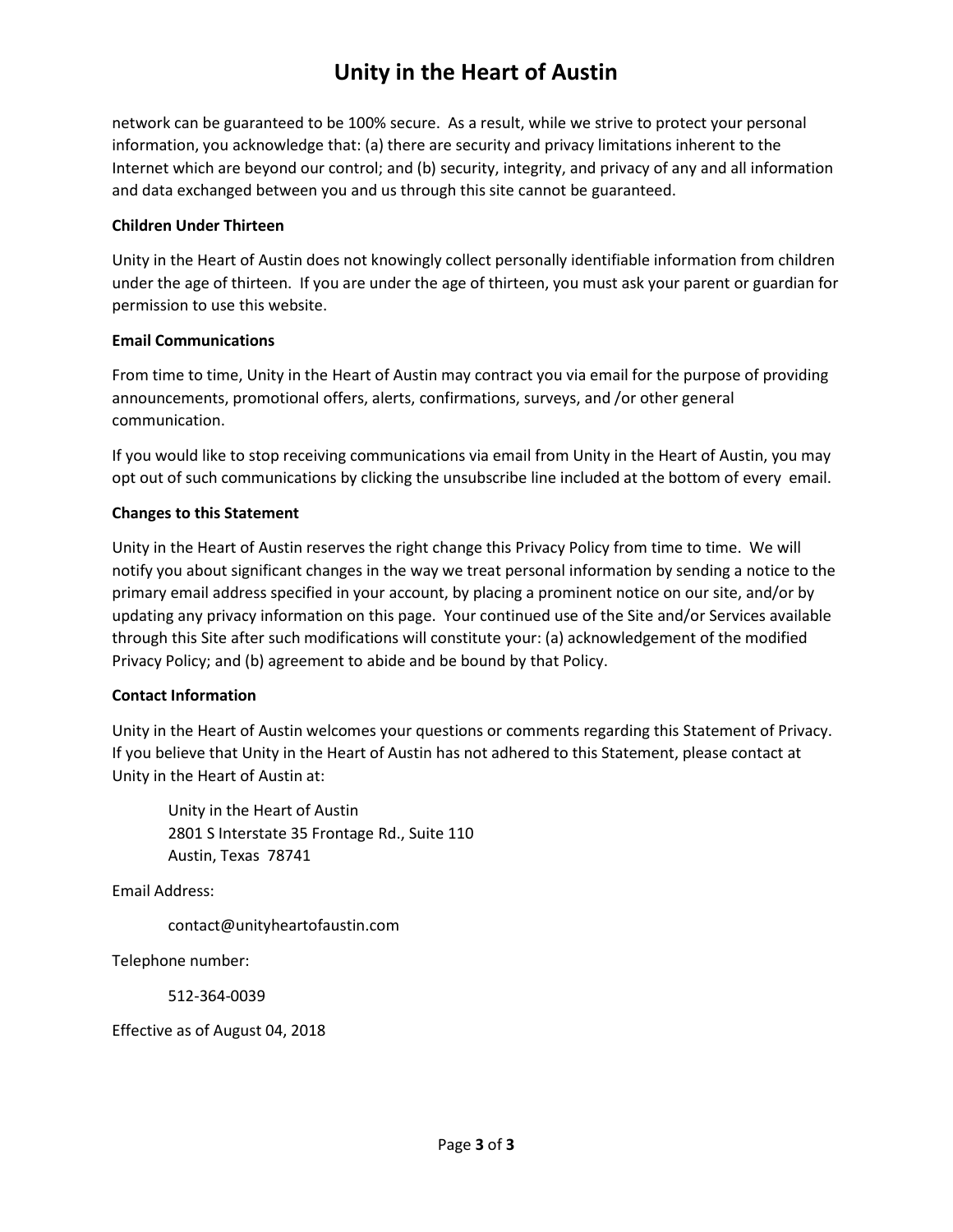network can be guaranteed to be 100% secure. As a result, while we strive to protect your personal information, you acknowledge that: (a) there are security and privacy limitations inherent to the Internet which are beyond our control; and (b) security, integrity, and privacy of any and all information and data exchanged between you and us through this site cannot be guaranteed.

**Children Under Thirteen**

Unity in the Heart of Austin does not knowingly collect personally identifiable information from children under the age of thirteen. If you are under the age of thirteen, you must ask your parent or guardian for permission to use this website.

**Email Communications**

From time to time, Unity in the Heart of Austin may contract you via email for the purpose of providing announcements, promotional offers, alerts, confirmations, surveys, and /or other general communication.

If you would like to stop receiving communications via email from Unity in the Heart of Austin, you may opt out of such communications by clicking the unsubscribe line included at the bottom of every email.

**Changes to this Statement**

Unity in the Heart of Austin reserves the right change this Privacy Policy from time to time. We will notify you about significant changes in the way we treat personal information by sending a notice to the primary email address specified in your account, by placing a prominent notice on our site, and/or by updating any privacy information on this page. Your continued use of the Site and/or Services available through this Site after such modifications will constitute your: (a) acknowledgement of the modified Privacy Policy; and (b) agreement to abide and be bound by that Policy.

**Contact Information**

Unity in the Heart of Austin welcomes your questions or comments regarding this Statement of Privacy. If you believe that Unity in the Heart of Austin has not adhered to this Statement, please contact at Unity in the Heart of Austin at:

> Unity in the Heart of Austin
> 2801 S Interstate 35 Frontage Rd., Suite 110
> Austin, Texas 78741

Email Address:

> contact@unityheartofaustin.com

Telephone number:

> 512-364-0039

Effective as of August 04, 2018